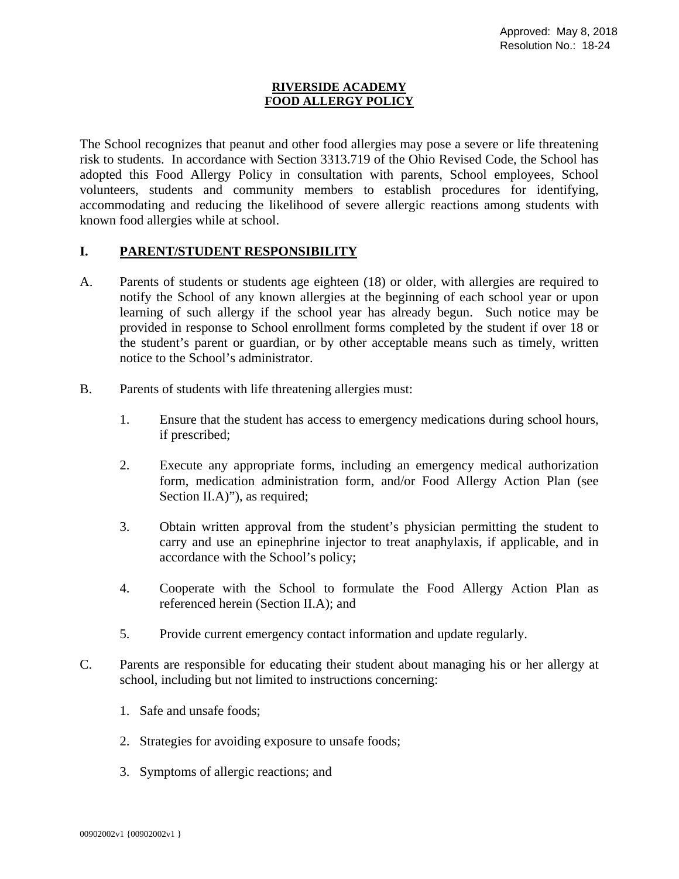Approved: May 8, 2018
Resolution No.: 18-24

# RIVERSIDE ACADEMY
# FOOD ALLERGY POLICY

The School recognizes that peanut and other food allergies may pose a severe or life threatening risk to students. In accordance with Section 3313.719 of the Ohio Revised Code, the School has adopted this Food Allergy Policy in consultation with parents, School employees, School volunteers, students and community members to establish procedures for identifying, accommodating and reducing the likelihood of severe allergic reactions among students with known food allergies while at school.

## I. PARENT/STUDENT RESPONSIBILITY

A. Parents of students or students age eighteen (18) or older, with allergies are required to notify the School of any known allergies at the beginning of each school year or upon learning of such allergy if the school year has already begun. Such notice may be provided in response to School enrollment forms completed by the student if over 18 or the student's parent or guardian, or by other acceptable means such as timely, written notice to the School's administrator.

B. Parents of students with life threatening allergies must:

1. Ensure that the student has access to emergency medications during school hours, if prescribed;
2. Execute any appropriate forms, including an emergency medical authorization form, medication administration form, and/or Food Allergy Action Plan (see Section II.A)"), as required;
3. Obtain written approval from the student's physician permitting the student to carry and use an epinephrine injector to treat anaphylaxis, if applicable, and in accordance with the School's policy;
4. Cooperate with the School to formulate the Food Allergy Action Plan as referenced herein (Section II.A); and
5. Provide current emergency contact information and update regularly.

C. Parents are responsible for educating their student about managing his or her allergy at school, including but not limited to instructions concerning:

1. Safe and unsafe foods;
2. Strategies for avoiding exposure to unsafe foods;
3. Symptoms of allergic reactions; and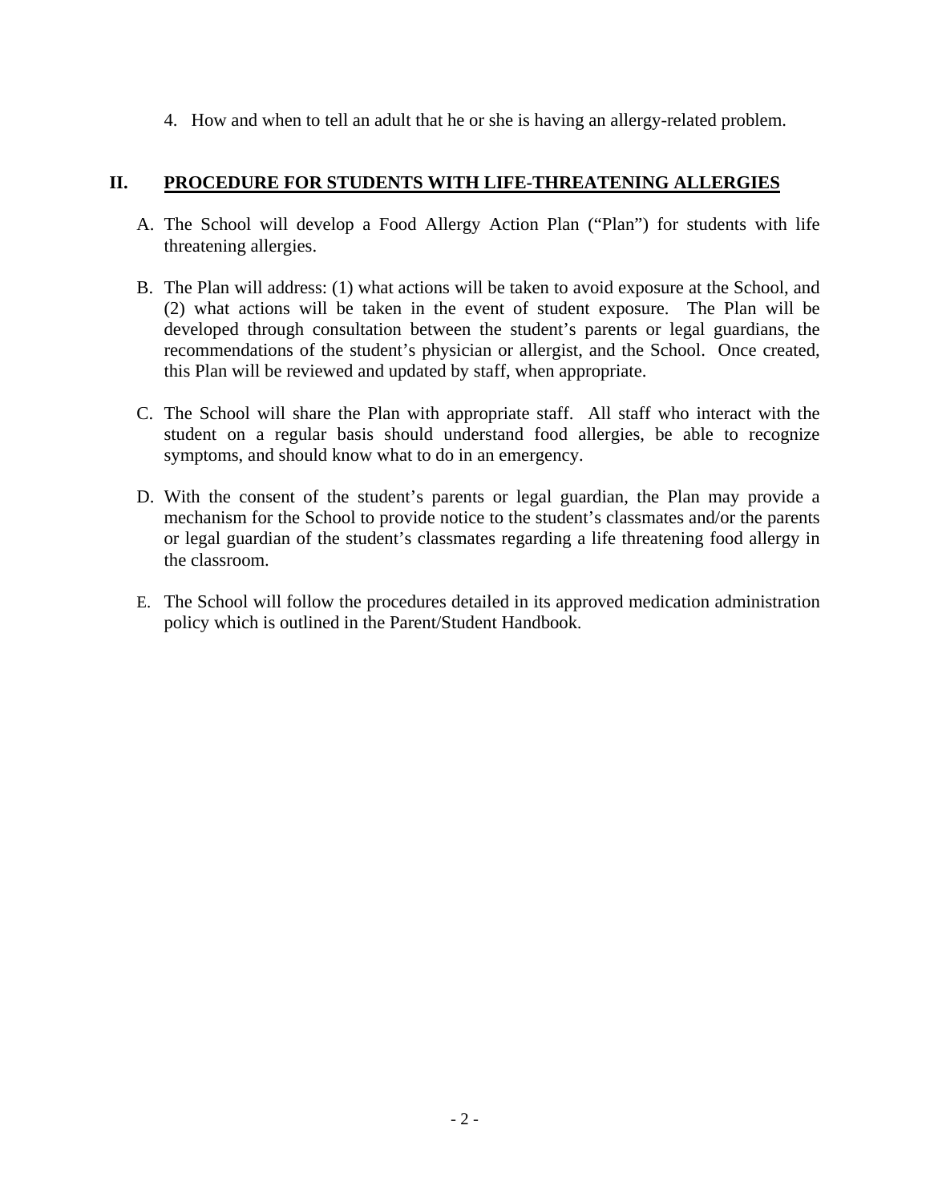4. How and when to tell an adult that he or she is having an allergy-related problem.

## II. PROCEDURE FOR STUDENTS WITH LIFE-THREATENING ALLERGIES

A. The School will develop a Food Allergy Action Plan ("Plan") for students with life threatening allergies.

B. The Plan will address: (1) what actions will be taken to avoid exposure at the School, and (2) what actions will be taken in the event of student exposure. The Plan will be developed through consultation between the student's parents or legal guardians, the recommendations of the student's physician or allergist, and the School. Once created, this Plan will be reviewed and updated by staff, when appropriate.

C. The School will share the Plan with appropriate staff. All staff who interact with the student on a regular basis should understand food allergies, be able to recognize symptoms, and should know what to do in an emergency.

D. With the consent of the student's parents or legal guardian, the Plan may provide a mechanism for the School to provide notice to the student's classmates and/or the parents or legal guardian of the student's classmates regarding a life threatening food allergy in the classroom.

E. The School will follow the procedures detailed in its approved medication administration policy which is outlined in the Parent/Student Handbook.